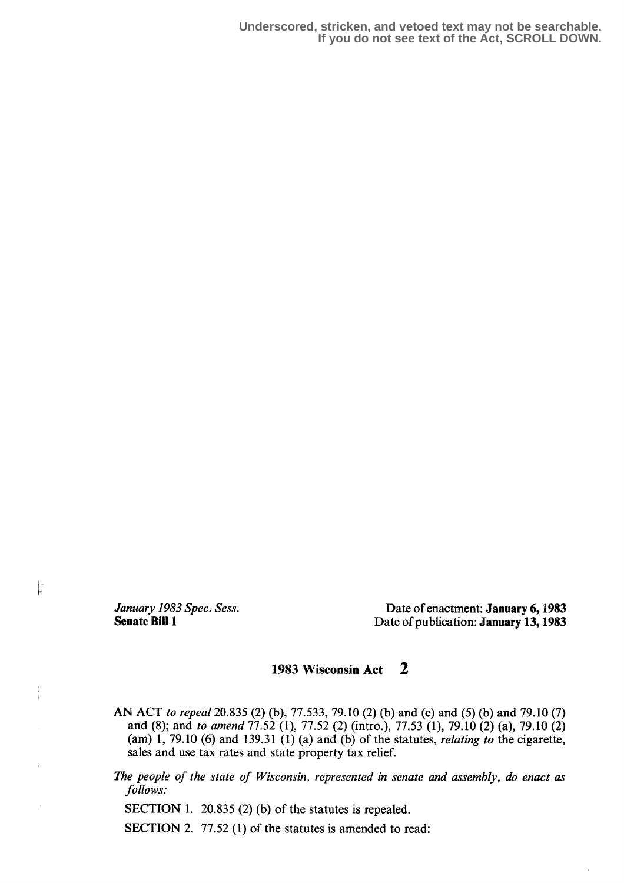Underscored, stricken, and vetoed text may not be searchable.
If you do not see text of the Act, SCROLL DOWN.

*January 1983 Spec. Sess.*
**Senate Bill 1**

Date of enactment: **January 6, 1983**
Date of publication: **January 13, 1983**

# 1983 Wisconsin Act 2

AN ACT *to repeal* 20.835 (2) (b), 77.533, 79.10 (2) (b) and (c) and (5) (b) and 79.10 (7) and (8); and *to amend* 77.52 (1), 77.52 (2) (intro.), 77.53 (1), 79.10 (2) (a), 79.10 (2) (am) 1, 79.10 (6) and 139.31 (1) (a) and (b) of the statutes, *relating to* the cigarette, sales and use tax rates and state property tax relief.

*The people of the state of Wisconsin, represented in senate and assembly, do enact as follows:*

SECTION 1. 20.835 (2) (b) of the statutes is repealed.

SECTION 2. 77.52 (1) of the statutes is amended to read: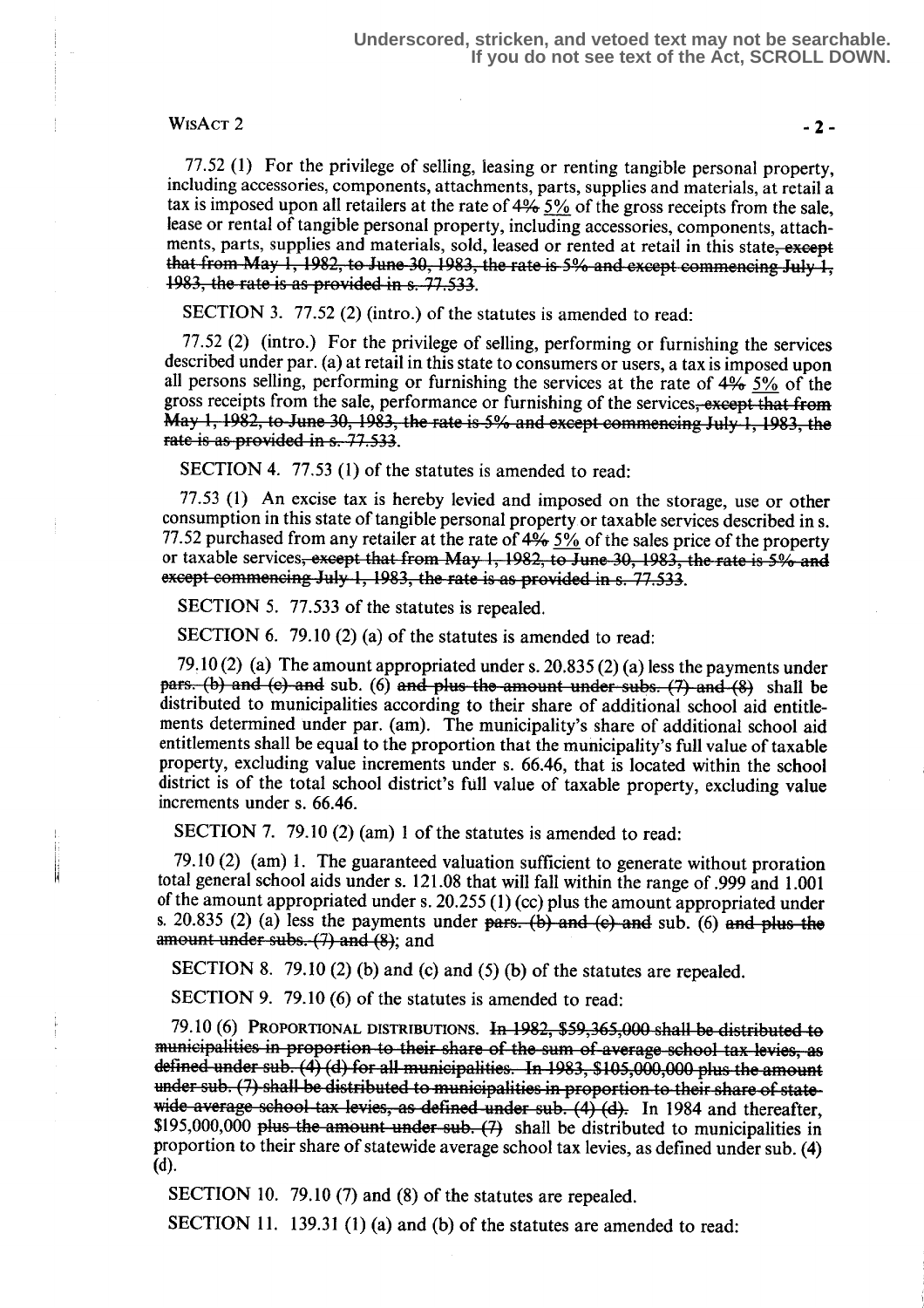77.52 (1) For the privilege of selling, leasing or renting tangible personal property, including accessories, components, attachments, parts, supplies and materials, at retail a tax is imposed upon all retailers at the rate of ~~4%~~ <u>5%</u> of the gross receipts from the sale, lease or rental of tangible personal property, including accessories, components, attachments, parts, supplies and materials, sold, leased or rented at retail in this state~~, except that from May 1, 1982, to June 30, 1983, the rate is 5% and except commencing July 1, 1983, the rate is as provided in s. 77.533~~.

SECTION 3. 77.52 (2) (intro.) of the statutes is amended to read:

77.52 (2) (intro.) For the privilege of selling, performing or furnishing the services described under par. (a) at retail in this state to consumers or users, a tax is imposed upon all persons selling, performing or furnishing the services at the rate of ~~4%~~ <u>5%</u> of the gross receipts from the sale, performance or furnishing of the services~~, except that from May 1, 1982, to June 30, 1983, the rate is 5% and except commencing July 1, 1983, the rate is as provided in s. 77.533~~.

SECTION 4. 77.53 (1) of the statutes is amended to read:

77.53 (1) An excise tax is hereby levied and imposed on the storage, use or other consumption in this state of tangible personal property or taxable services described in s. 77.52 purchased from any retailer at the rate of ~~4%~~ <u>5%</u> of the sales price of the property or taxable services~~, except that from May 1, 1982, to June 30, 1983, the rate is 5% and except commencing July 1, 1983, the rate is as provided in s. 77.533~~.

SECTION 5. 77.533 of the statutes is repealed.

SECTION 6. 79.10 (2) (a) of the statutes is amended to read:

79.10 (2) (a) The amount appropriated under s. 20.835 (2) (a) less the payments under ~~pars. (b) and (c) and~~ sub. (6) ~~and plus the amount under subs. (7) and (8)~~ shall be distributed to municipalities according to their share of additional school aid entitlements determined under par. (am). The municipality's share of additional school aid entitlements shall be equal to the proportion that the municipality's full value of taxable property, excluding value increments under s. 66.46, that is located within the school district is of the total school district's full value of taxable property, excluding value increments under s. 66.46.

SECTION 7. 79.10 (2) (am) 1 of the statutes is amended to read:

79.10 (2) (am) 1. The guaranteed valuation sufficient to generate without proration total general school aids under s. 121.08 that will fall within the range of .999 and 1.001 of the amount appropriated under s. 20.255 (1) (cc) plus the amount appropriated under s. 20.835 (2) (a) less the payments under ~~pars. (b) and (c) and~~ sub. (6) ~~and plus the amount under subs. (7) and (8)~~; and

SECTION 8. 79.10 (2) (b) and (c) and (5) (b) of the statutes are repealed.

SECTION 9. 79.10 (6) of the statutes is amended to read:

79.10 (6) PROPORTIONAL DISTRIBUTIONS. ~~In 1982, $59,365,000 shall be distributed to municipalities in proportion to their share of the sum of average school tax levies, as defined under sub. (4) (d) for all municipalities. In 1983, $105,000,000 plus the amount under sub. (7) shall be distributed to municipalities in proportion to their share of statewide average school tax levies, as defined under sub. (4) (d).~~ In 1984 and thereafter, $195,000,000 ~~plus the amount under sub. (7)~~ shall be distributed to municipalities in proportion to their share of statewide average school tax levies, as defined under sub. (4) (d).

SECTION 10. 79.10 (7) and (8) of the statutes are repealed.

SECTION 11. 139.31 (1) (a) and (b) of the statutes are amended to read: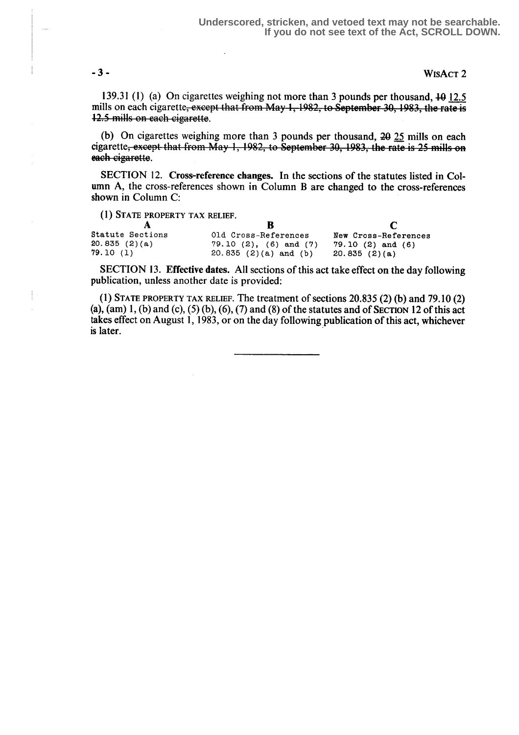Underscored, stricken, and vetoed text may not be searchable.
If you do not see text of the Act, SCROLL DOWN.

139.31 (1) (a) On cigarettes weighing not more than 3 pounds per thousand, ~~10~~ 12.5 mills on each cigarette~~, except that from May 1, 1982, to September 30, 1983, the rate is 12.5 mills on each cigarette~~.

(b) On cigarettes weighing more than 3 pounds per thousand, ~~20~~ 25 mills on each cigarette~~, except that from May 1, 1982, to September 30, 1983, the rate is 25 mills on each cigarette~~.

SECTION 12. **Cross-reference changes.** In the sections of the statutes listed in Column A, the cross-references shown in Column B are changed to the cross-references shown in Column C:

(1) STATE PROPERTY TAX RELIEF.

| A | B | C |
|---|---|---|
| Statute Sections | Old Cross-References | New Cross-References |
| 20.835 (2)(a) | 79.10 (2), (6) and (7) | 79.10 (2) and (6) |
| 79.10 (1) | 20.835 (2)(a) and (b) | 20.835 (2)(a) |

SECTION 13. **Effective dates.** All sections of this act take effect on the day following publication, unless another date is provided:

(1) STATE PROPERTY TAX RELIEF. The treatment of sections 20.835 (2) (b) and 79.10 (2) (a), (am) 1, (b) and (c), (5) (b), (6), (7) and (8) of the statutes and of SECTION 12 of this act takes effect on August 1, 1983, or on the day following publication of this act, whichever is later.